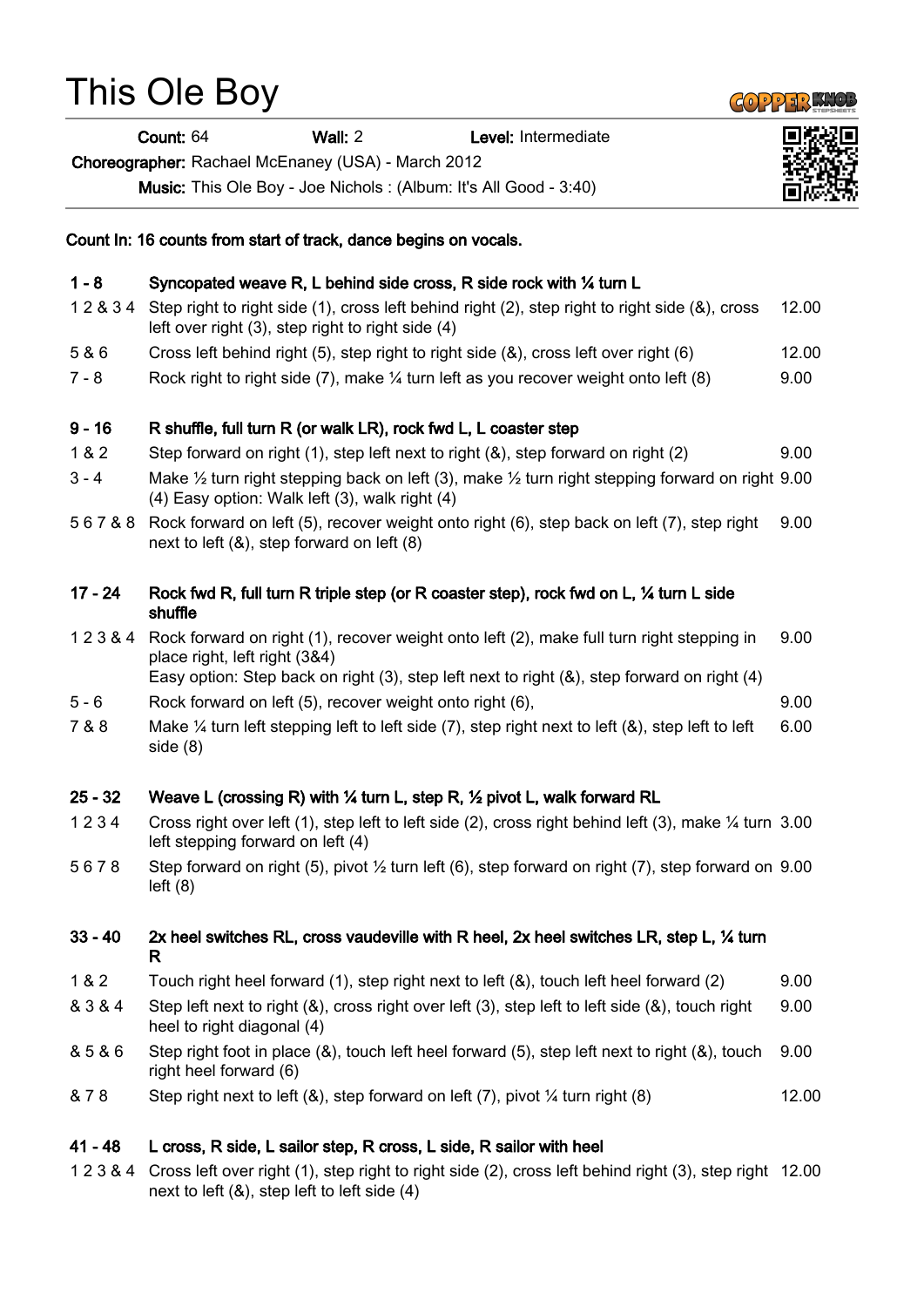# This Ole Boy

**Count:** 64 **Wall:** 2 **Level:** Intermediate

**Choreographer:** Rachael McEnaney (USA) - March 2012

**Music:** This Ole Boy - Joe Nichols : (Album: It's All Good - 3:40)

**Count In: 16 counts from start of track, dance begins on vocals.**

| | | |
|---|---|---|
| **1 - 8** | **Syncopated weave R, L behind side cross, R side rock with ¼ turn L** | |
| 1 2 & 3 4 | Step right to right side (1), cross left behind right (2), step right to right side (&), cross left over right (3), step right to right side (4) | 12.00 |
| 5 & 6 | Cross left behind right (5), step right to right side (&), cross left over right (6) | 12.00 |
| 7 - 8 | Rock right to right side (7), make ¼ turn left as you recover weight onto left (8) | 9.00 |
| **9 - 16** | **R shuffle, full turn R (or walk LR), rock fwd L, L coaster step** | |
| 1 & 2 | Step forward on right (1), step left next to right (&), step forward on right (2) | 9.00 |
| 3 - 4 | Make ½ turn right stepping back on left (3), make ½ turn right stepping forward on right (4) Easy option: Walk left (3), walk right (4) | 9.00 |
| 5 6 7 & 8 | Rock forward on left (5), recover weight onto right (6), step back on left (7), step right next to left (&), step forward on left (8) | 9.00 |
| **17 - 24** | **Rock fwd R, full turn R triple step (or R coaster step), rock fwd on L, ¼ turn L side shuffle** | |
| 1 2 3 & 4 | Rock forward on right (1), recover weight onto left (2), make full turn right stepping in place right, left right (3&4)<br>Easy option: Step back on right (3), step left next to right (&), step forward on right (4) | 9.00 |
| 5 - 6 | Rock forward on left (5), recover weight onto right (6), | 9.00 |
| 7 & 8 | Make ¼ turn left stepping left to left side (7), step right next to left (&), step left to left side (8) | 6.00 |
| **25 - 32** | **Weave L (crossing R) with ¼ turn L, step R, ½ pivot L, walk forward RL** | |
| 1 2 3 4 | Cross right over left (1), step left to left side (2), cross right behind left (3), make ¼ turn left stepping forward on left (4) | 3.00 |
| 5 6 7 8 | Step forward on right (5), pivot ½ turn left (6), step forward on right (7), step forward on left (8) | 9.00 |
| **33 - 40** | **2x heel switches RL, cross vaudeville with R heel, 2x heel switches LR, step L, ¼ turn R** | |
| 1 & 2 | Touch right heel forward (1), step right next to left (&), touch left heel forward (2) | 9.00 |
| & 3 & 4 | Step left next to right (&), cross right over left (3), step left to left side (&), touch right heel to right diagonal (4) | 9.00 |
| & 5 & 6 | Step right foot in place (&), touch left heel forward (5), step left next to right (&), touch right heel forward (6) | 9.00 |
| & 7 8 | Step right next to left (&), step forward on left (7), pivot ¼ turn right (8) | 12.00 |
| **41 - 48** | **L cross, R side, L sailor step, R cross, L side, R sailor with heel** | |
| 1 2 3 & 4 | Cross left over right (1), step right to right side (2), cross left behind right (3), step right next to left (&), step left to left side (4) | 12.00 |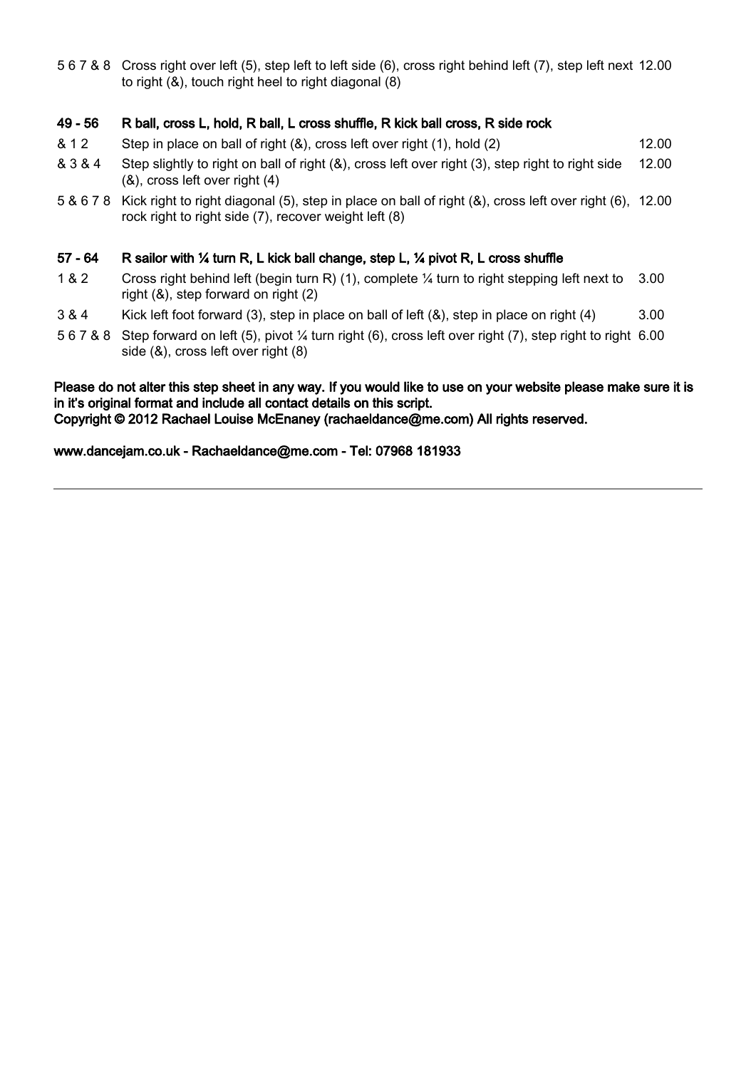| | | |
|---|---|---|
| 5 6 7 & 8 | Cross right over left (5), step left to left side (6), cross right behind left (7), step left next to right (&), touch right heel to right diagonal (8) | 12.00 |

**49 - 56 R ball, cross L, hold, R ball, L cross shuffle, R kick ball cross, R side rock**

| | | |
|---|---|---|
| & 1 2 | Step in place on ball of right (&), cross left over right (1), hold (2) | 12.00 |
| & 3 & 4 | Step slightly to right on ball of right (&), cross left over right (3), step right to right side (&), cross left over right (4) | 12.00 |
| 5 & 6 7 8 | Kick right to right diagonal (5), step in place on ball of right (&), cross left over right (6), rock right to right side (7), recover weight left (8) | 12.00 |

**57 - 64 R sailor with ¼ turn R, L kick ball change, step L, ¼ pivot R, L cross shuffle**

| | | |
|---|---|---|
| 1 & 2 | Cross right behind left (begin turn R) (1), complete ¼ turn to right stepping left next to right (&), step forward on right (2) | 3.00 |
| 3 & 4 | Kick left foot forward (3), step in place on ball of left (&), step in place on right (4) | 3.00 |
| 5 6 7 & 8 | Step forward on left (5), pivot ¼ turn right (6), cross left over right (7), step right to right side (&), cross left over right (8) | 6.00 |

**Please do not alter this step sheet in any way. If you would like to use on your website please make sure it is in it's original format and include all contact details on this script.**
**Copyright © 2012 Rachael Louise McEnaney (rachaeldance@me.com) All rights reserved.**

**www.dancejam.co.uk - Rachaeldance@me.com - Tel: 07968 181933**